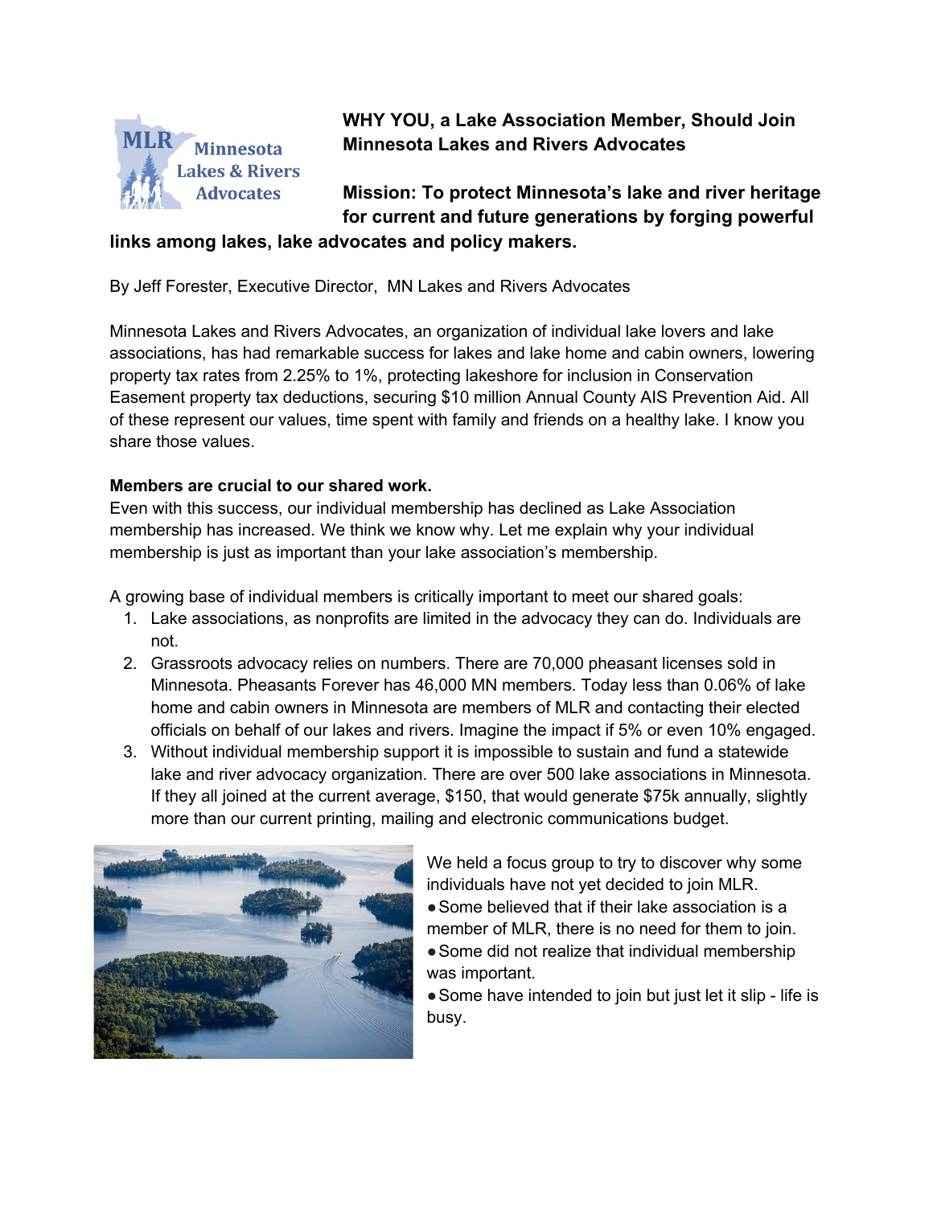**WHY YOU, a Lake Association Member, Should Join Minnesota Lakes and Rivers Advocates**

**Mission: To protect Minnesota's lake and river heritage for current and future generations by forging powerful links among lakes, lake advocates and policy makers.**

By Jeff Forester, Executive Director, MN Lakes and Rivers Advocates

Minnesota Lakes and Rivers Advocates, an organization of individual lake lovers and lake associations, has had remarkable success for lakes and lake home and cabin owners, lowering property tax rates from 2.25% to 1%, protecting lakeshore for inclusion in Conservation Easement property tax deductions, securing $10 million Annual County AIS Prevention Aid. All of these represent our values, time spent with family and friends on a healthy lake. I know you share those values.

**Members are crucial to our shared work.**

Even with this success, our individual membership has declined as Lake Association membership has increased. We think we know why. Let me explain why your individual membership is just as important than your lake association's membership.

A growing base of individual members is critically important to meet our shared goals:

1. Lake associations, as nonprofits are limited in the advocacy they can do. Individuals are not.
2. Grassroots advocacy relies on numbers. There are 70,000 pheasant licenses sold in Minnesota. Pheasants Forever has 46,000 MN members. Today less than 0.06% of lake home and cabin owners in Minnesota are members of MLR and contacting their elected officials on behalf of our lakes and rivers. Imagine the impact if 5% or even 10% engaged.
3. Without individual membership support it is impossible to sustain and fund a statewide lake and river advocacy organization. There are over 500 lake associations in Minnesota. If they all joined at the current average, $150, that would generate $75k annually, slightly more than our current printing, mailing and electronic communications budget.

We held a focus group to try to discover why some individuals have not yet decided to join MLR.

- Some believed that if their lake association is a member of MLR, there is no need for them to join.
- Some did not realize that individual membership was important.
- Some have intended to join but just let it slip - life is busy.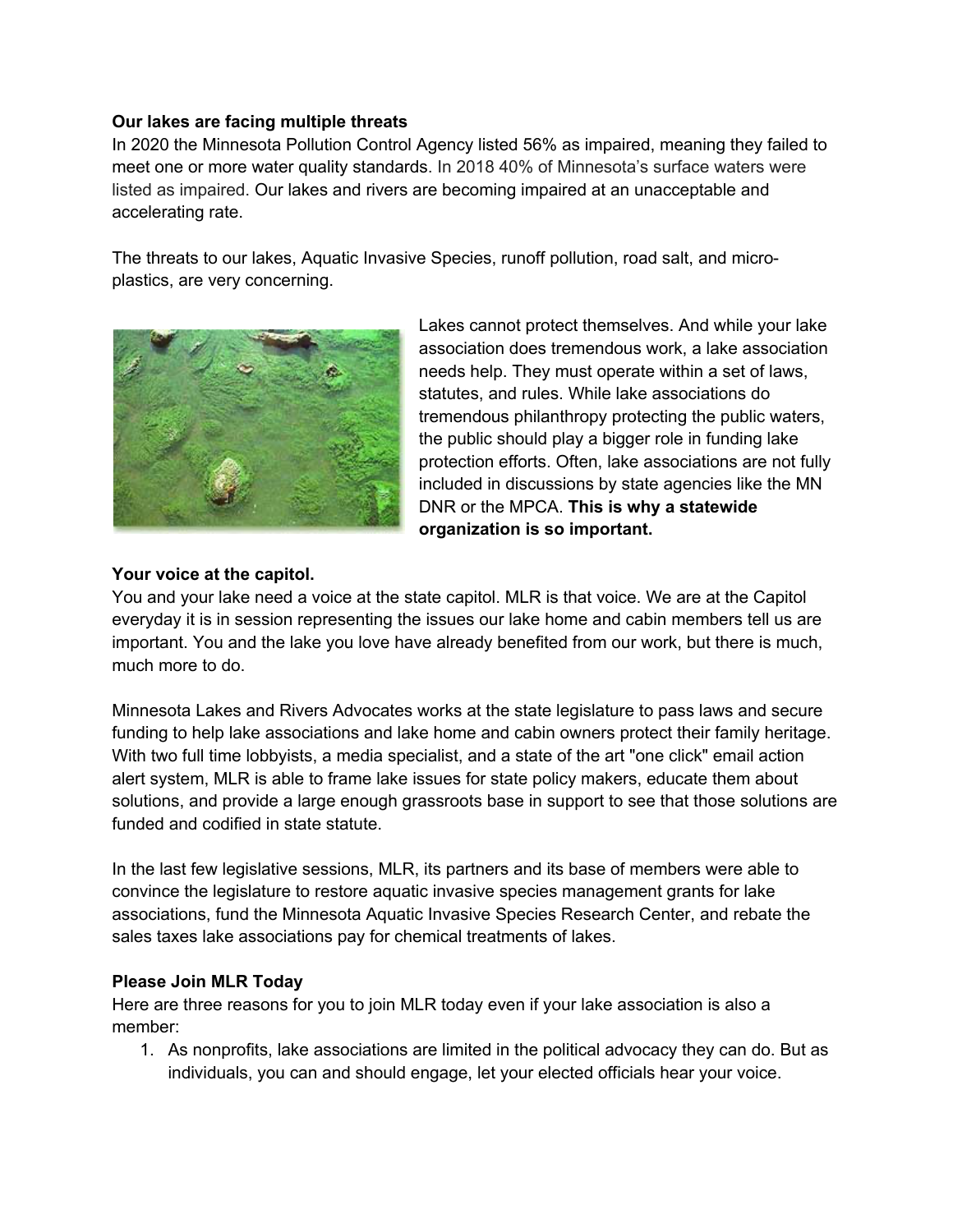**Our lakes are facing multiple threats**

In 2020 the Minnesota Pollution Control Agency listed 56% as impaired, meaning they failed to meet one or more water quality standards. In 2018 40% of Minnesota's surface waters were listed as impaired. Our lakes and rivers are becoming impaired at an unacceptable and accelerating rate.

The threats to our lakes, Aquatic Invasive Species, runoff pollution, road salt, and micro-plastics, are very concerning.

Lakes cannot protect themselves. And while your lake association does tremendous work, a lake association needs help. They must operate within a set of laws, statutes, and rules. While lake associations do tremendous philanthropy protecting the public waters, the public should play a bigger role in funding lake protection efforts. Often, lake associations are not fully included in discussions by state agencies like the MN DNR or the MPCA. **This is why a statewide organization is so important.**

**Your voice at the capitol.**

You and your lake need a voice at the state capitol. MLR is that voice. We are at the Capitol everyday it is in session representing the issues our lake home and cabin members tell us are important. You and the lake you love have already benefited from our work, but there is much, much more to do.

Minnesota Lakes and Rivers Advocates works at the state legislature to pass laws and secure funding to help lake associations and lake home and cabin owners protect their family heritage. With two full time lobbyists, a media specialist, and a state of the art "one click" email action alert system, MLR is able to frame lake issues for state policy makers, educate them about solutions, and provide a large enough grassroots base in support to see that those solutions are funded and codified in state statute.

In the last few legislative sessions, MLR, its partners and its base of members were able to convince the legislature to restore aquatic invasive species management grants for lake associations, fund the Minnesota Aquatic Invasive Species Research Center, and rebate the sales taxes lake associations pay for chemical treatments of lakes.

**Please Join MLR Today**

Here are three reasons for you to join MLR today even if your lake association is also a member:

1. As nonprofits, lake associations are limited in the political advocacy they can do. But as individuals, you can and should engage, let your elected officials hear your voice.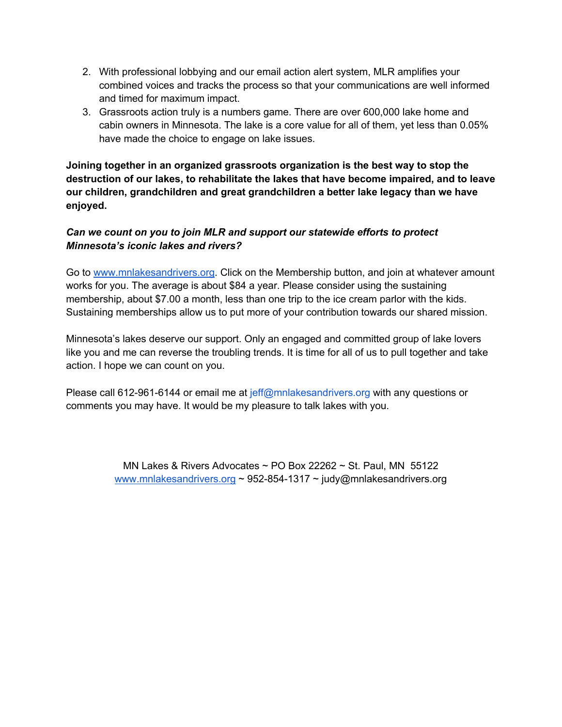2. With professional lobbying and our email action alert system, MLR amplifies your combined voices and tracks the process so that your communications are well informed and timed for maximum impact.
3. Grassroots action truly is a numbers game. There are over 600,000 lake home and cabin owners in Minnesota. The lake is a core value for all of them, yet less than 0.05% have made the choice to engage on lake issues.

**Joining together in an organized grassroots organization is the best way to stop the destruction of our lakes, to rehabilitate the lakes that have become impaired, and to leave our children, grandchildren and great grandchildren a better lake legacy than we have enjoyed.**

***Can we count on you to join MLR and support our statewide efforts to protect Minnesota's iconic lakes and rivers?***

Go to [www.mnlakesandrivers.org](http://www.mnlakesandrivers.org). Click on the Membership button, and join at whatever amount works for you. The average is about $84 a year. Please consider using the sustaining membership, about $7.00 a month, less than one trip to the ice cream parlor with the kids. Sustaining memberships allow us to put more of your contribution towards our shared mission.

Minnesota's lakes deserve our support. Only an engaged and committed group of lake lovers like you and me can reverse the troubling trends. It is time for all of us to pull together and take action. I hope we can count on you.

Please call 612-961-6144 or email me at jeff@mnlakesandrivers.org with any questions or comments you may have. It would be my pleasure to talk lakes with you.

MN Lakes & Rivers Advocates ~ PO Box 22262 ~ St. Paul, MN 55122
[www.mnlakesandrivers.org](http://www.mnlakesandrivers.org) ~ 952-854-1317 ~ judy@mnlakesandrivers.org